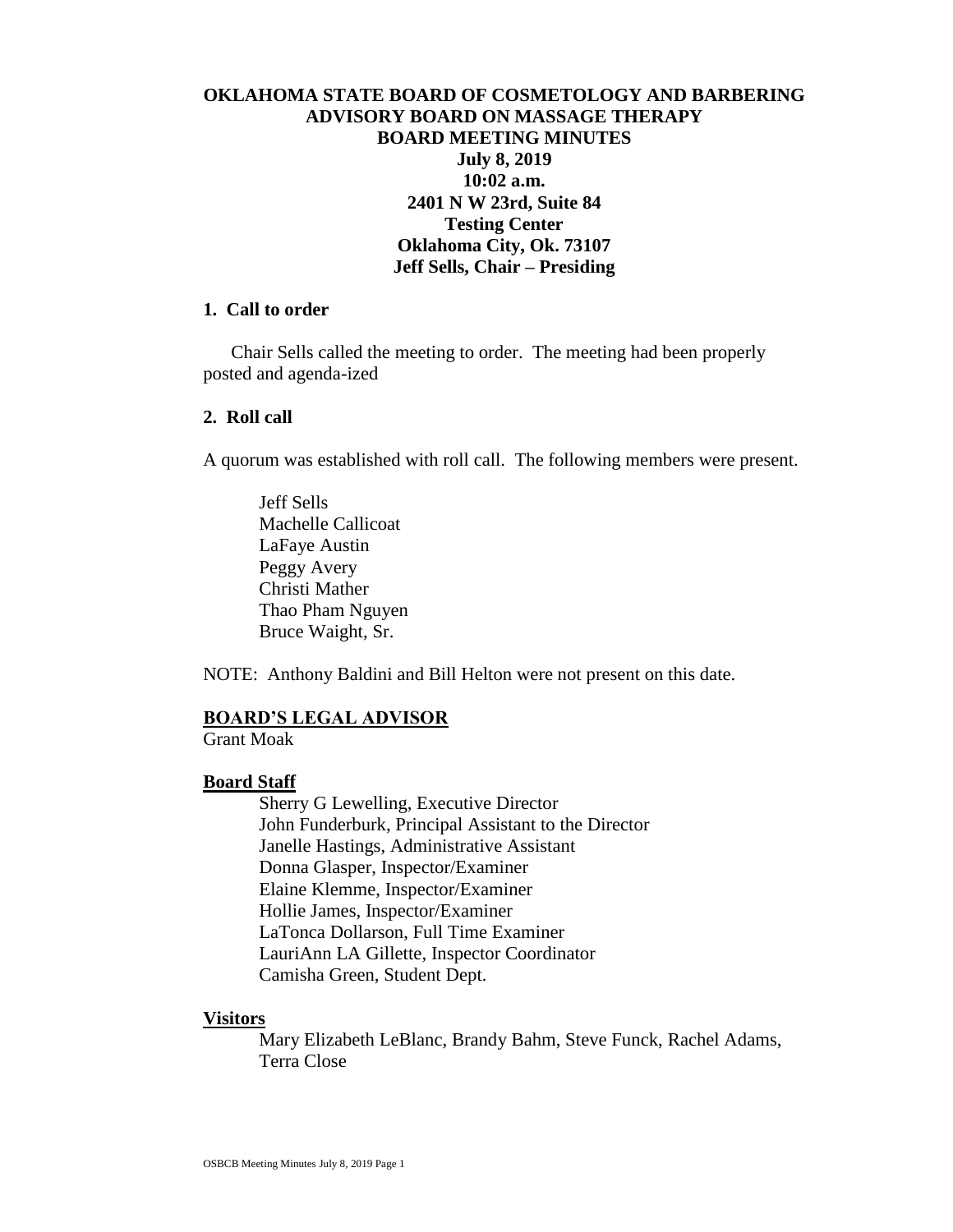# OKLAHOMA STATE BOARD OF COSMETOLOGY AND BARBERING
## ADVISORY BOARD ON MASSAGE THERAPY
## BOARD MEETING MINUTES

**July 8, 2019**
**10:02 a.m.**
**2401 N W 23rd, Suite 84**
**Testing Center**
**Oklahoma City, Ok. 73107**
**Jeff Sells, Chair – Presiding**

### 1. Call to order

Chair Sells called the meeting to order. The meeting had been properly posted and agenda-ized

### 2. Roll call

A quorum was established with roll call. The following members were present.

Jeff Sells
Machelle Callicoat
LaFaye Austin
Peggy Avery
Christi Mather
Thao Pham Nguyen
Bruce Waight, Sr.

NOTE: Anthony Baldini and Bill Helton were not present on this date.

**BOARD'S LEGAL ADVISOR**

Grant Moak

**Board Staff**

Sherry G Lewelling, Executive Director
John Funderburk, Principal Assistant to the Director
Janelle Hastings, Administrative Assistant
Donna Glasper, Inspector/Examiner
Elaine Klemme, Inspector/Examiner
Hollie James, Inspector/Examiner
LaTonca Dollarson, Full Time Examiner
LauriAnn LA Gillette, Inspector Coordinator
Camisha Green, Student Dept.

**Visitors**

Mary Elizabeth LeBlanc, Brandy Bahm, Steve Funck, Rachel Adams, Terra Close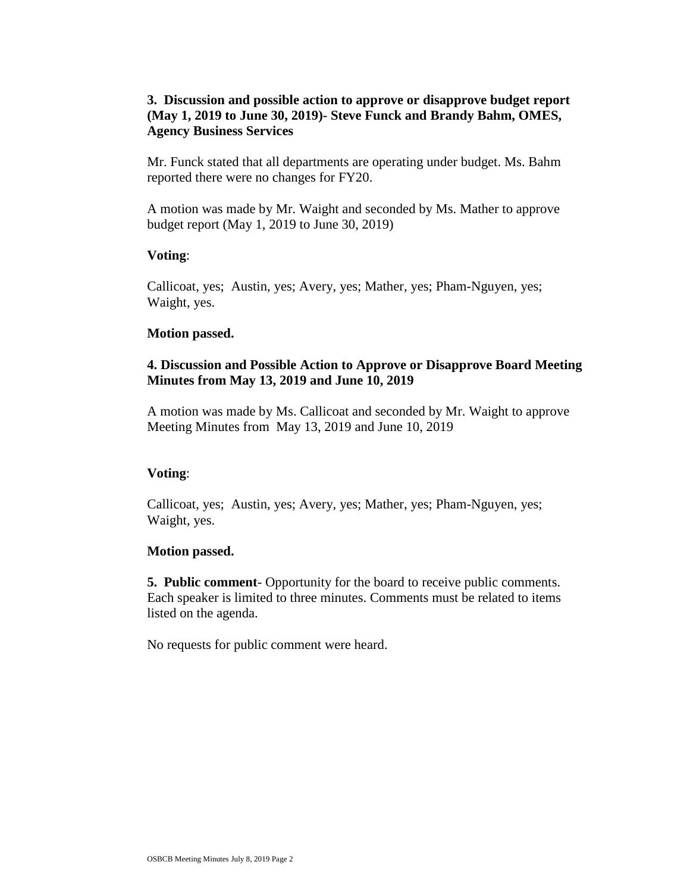**3. Discussion and possible action to approve or disapprove budget report (May 1, 2019 to June 30, 2019)- Steve Funck and Brandy Bahm, OMES, Agency Business Services**

Mr. Funck stated that all departments are operating under budget. Ms. Bahm reported there were no changes for FY20.

A motion was made by Mr. Waight and seconded by Ms. Mather to approve budget report (May 1, 2019 to June 30, 2019)

**Voting**:

Callicoat, yes; Austin, yes; Avery, yes; Mather, yes; Pham-Nguyen, yes; Waight, yes.

**Motion passed.**

**4. Discussion and Possible Action to Approve or Disapprove Board Meeting Minutes from May 13, 2019 and June 10, 2019**

A motion was made by Ms. Callicoat and seconded by Mr. Waight to approve Meeting Minutes from May 13, 2019 and June 10, 2019

**Voting**:

Callicoat, yes; Austin, yes; Avery, yes; Mather, yes; Pham-Nguyen, yes; Waight, yes.

**Motion passed.**

**5. Public comment**- Opportunity for the board to receive public comments. Each speaker is limited to three minutes. Comments must be related to items listed on the agenda.

No requests for public comment were heard.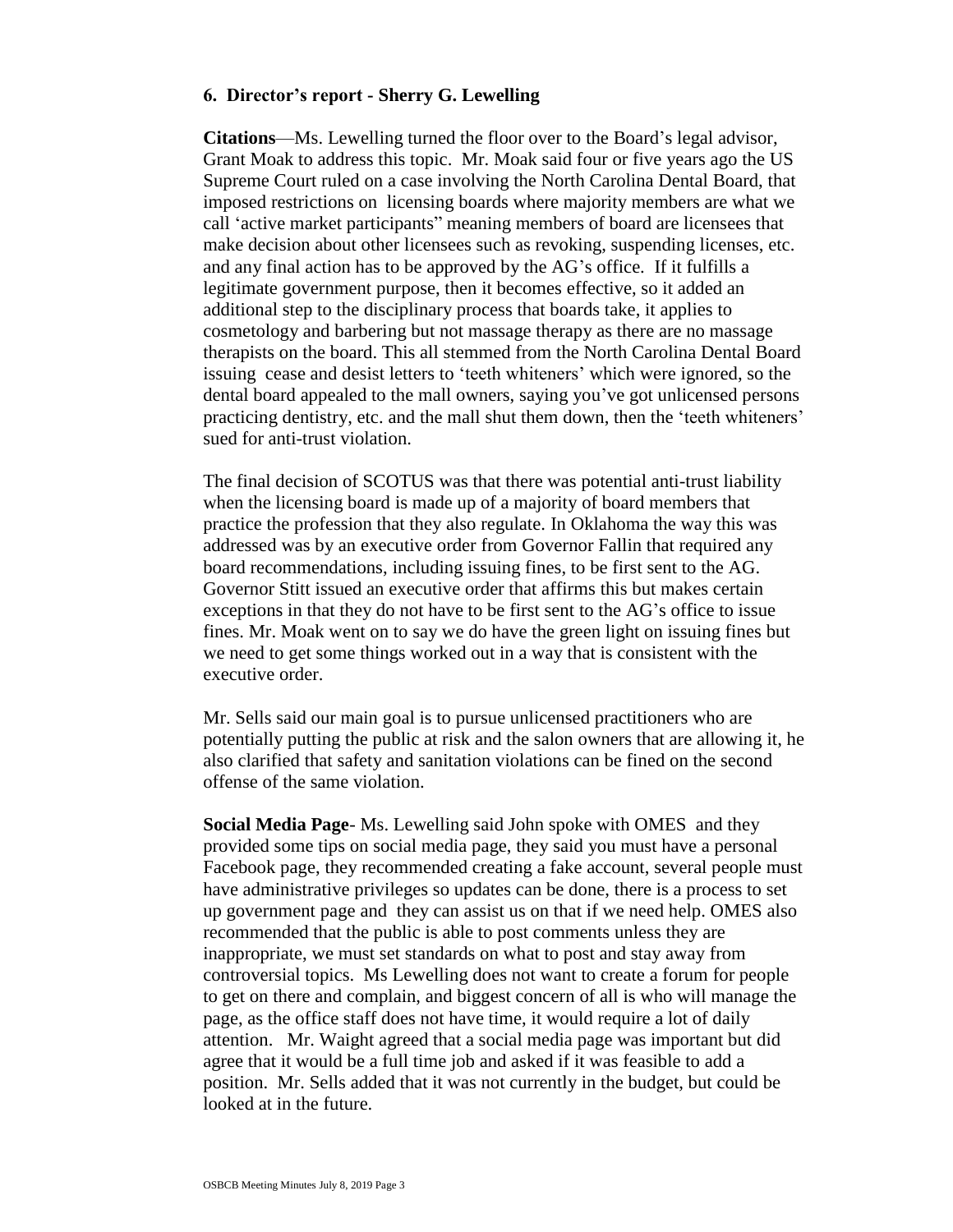### 6. Director's report - Sherry G. Lewelling

**Citations**—Ms. Lewelling turned the floor over to the Board's legal advisor, Grant Moak to address this topic. Mr. Moak said four or five years ago the US Supreme Court ruled on a case involving the North Carolina Dental Board, that imposed restrictions on licensing boards where majority members are what we call 'active market participants" meaning members of board are licensees that make decision about other licensees such as revoking, suspending licenses, etc. and any final action has to be approved by the AG's office. If it fulfills a legitimate government purpose, then it becomes effective, so it added an additional step to the disciplinary process that boards take, it applies to cosmetology and barbering but not massage therapy as there are no massage therapists on the board. This all stemmed from the North Carolina Dental Board issuing cease and desist letters to 'teeth whiteners' which were ignored, so the dental board appealed to the mall owners, saying you've got unlicensed persons practicing dentistry, etc. and the mall shut them down, then the 'teeth whiteners' sued for anti-trust violation.

The final decision of SCOTUS was that there was potential anti-trust liability when the licensing board is made up of a majority of board members that practice the profession that they also regulate. In Oklahoma the way this was addressed was by an executive order from Governor Fallin that required any board recommendations, including issuing fines, to be first sent to the AG. Governor Stitt issued an executive order that affirms this but makes certain exceptions in that they do not have to be first sent to the AG's office to issue fines. Mr. Moak went on to say we do have the green light on issuing fines but we need to get some things worked out in a way that is consistent with the executive order.

Mr. Sells said our main goal is to pursue unlicensed practitioners who are potentially putting the public at risk and the salon owners that are allowing it, he also clarified that safety and sanitation violations can be fined on the second offense of the same violation.

**Social Media Page**- Ms. Lewelling said John spoke with OMES and they provided some tips on social media page, they said you must have a personal Facebook page, they recommended creating a fake account, several people must have administrative privileges so updates can be done, there is a process to set up government page and they can assist us on that if we need help. OMES also recommended that the public is able to post comments unless they are inappropriate, we must set standards on what to post and stay away from controversial topics. Ms Lewelling does not want to create a forum for people to get on there and complain, and biggest concern of all is who will manage the page, as the office staff does not have time, it would require a lot of daily attention. Mr. Waight agreed that a social media page was important but did agree that it would be a full time job and asked if it was feasible to add a position. Mr. Sells added that it was not currently in the budget, but could be looked at in the future.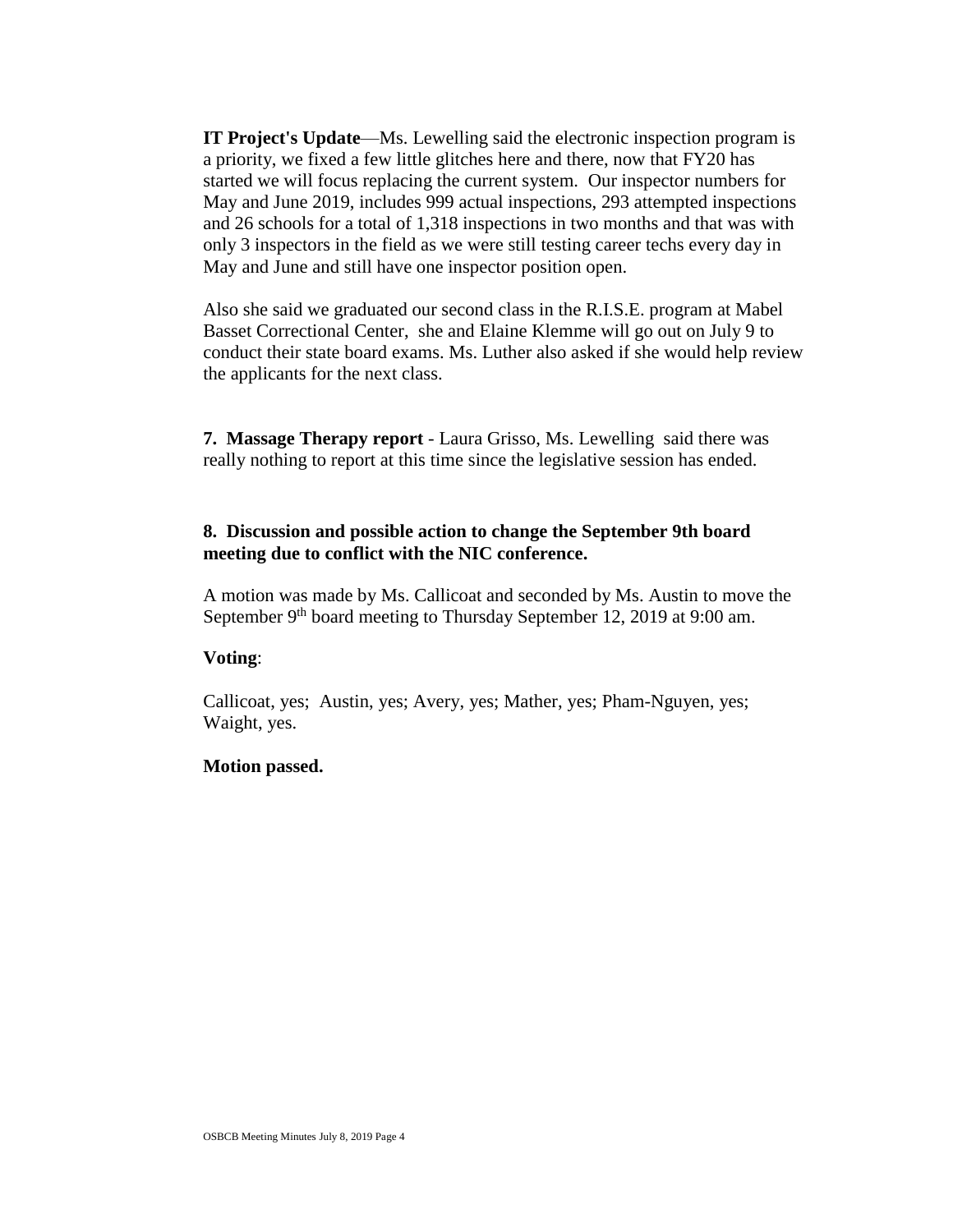**IT Project's Update**—Ms. Lewelling said the electronic inspection program is a priority, we fixed a few little glitches here and there, now that FY20 has started we will focus replacing the current system. Our inspector numbers for May and June 2019, includes 999 actual inspections, 293 attempted inspections and 26 schools for a total of 1,318 inspections in two months and that was with only 3 inspectors in the field as we were still testing career techs every day in May and June and still have one inspector position open.

Also she said we graduated our second class in the R.I.S.E. program at Mabel Basset Correctional Center, she and Elaine Klemme will go out on July 9 to conduct their state board exams. Ms. Luther also asked if she would help review the applicants for the next class.

**7. Massage Therapy report** - Laura Grisso, Ms. Lewelling said there was really nothing to report at this time since the legislative session has ended.

**8. Discussion and possible action to change the September 9th board meeting due to conflict with the NIC conference.**

A motion was made by Ms. Callicoat and seconded by Ms. Austin to move the September 9th board meeting to Thursday September 12, 2019 at 9:00 am.

**Voting**:

Callicoat, yes; Austin, yes; Avery, yes; Mather, yes; Pham-Nguyen, yes; Waight, yes.

**Motion passed.**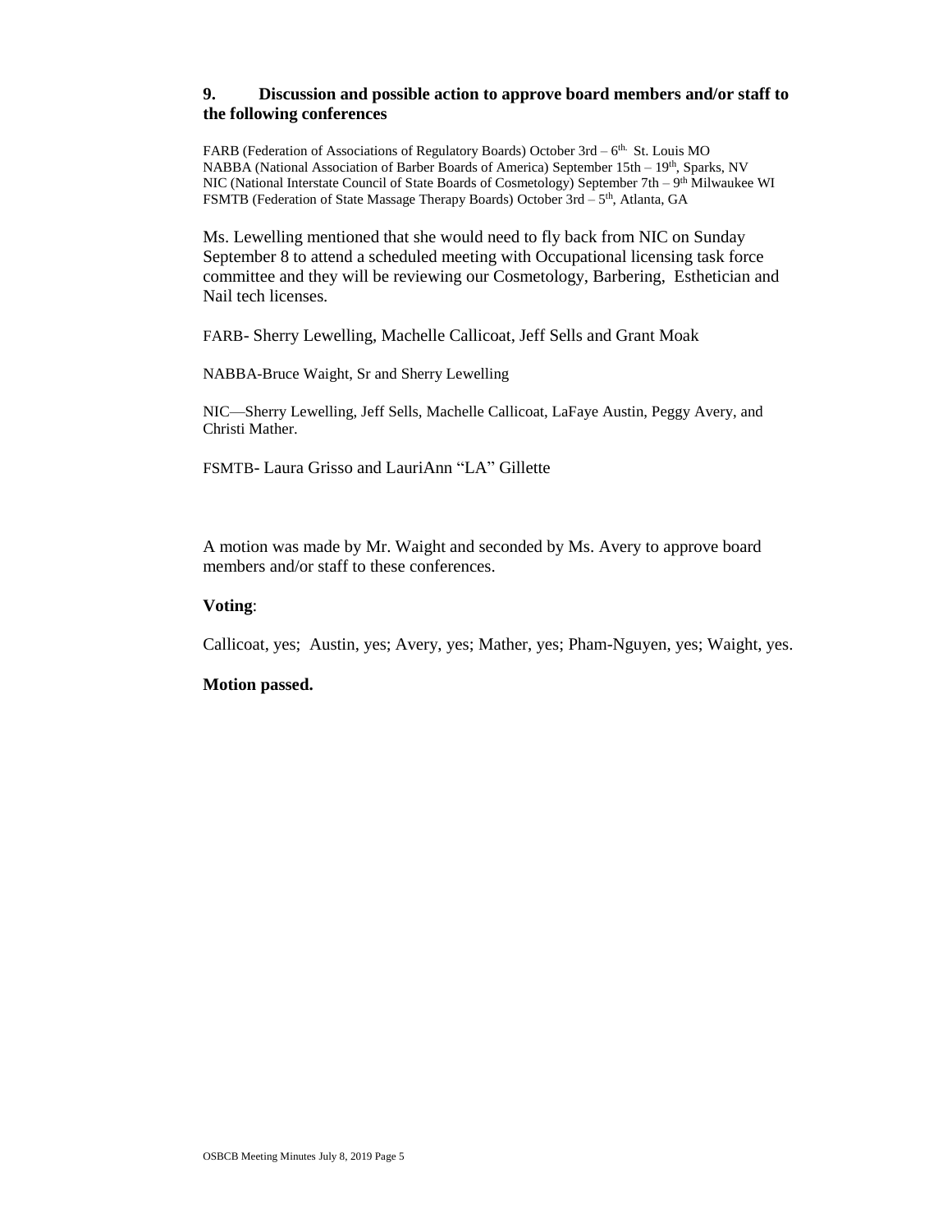**9. Discussion and possible action to approve board members and/or staff to the following conferences**

FARB (Federation of Associations of Regulatory Boards) October 3rd – 6th. St. Louis MO
NABBA (National Association of Barber Boards of America) September 15th – 19th, Sparks, NV
NIC (National Interstate Council of State Boards of Cosmetology) September 7th – 9th Milwaukee WI
FSMTB (Federation of State Massage Therapy Boards) October 3rd – 5th, Atlanta, GA

Ms. Lewelling mentioned that she would need to fly back from NIC on Sunday September 8 to attend a scheduled meeting with Occupational licensing task force committee and they will be reviewing our Cosmetology, Barbering, Esthetician and Nail tech licenses.

FARB- Sherry Lewelling, Machelle Callicoat, Jeff Sells and Grant Moak

NABBA-Bruce Waight, Sr and Sherry Lewelling

NIC—Sherry Lewelling, Jeff Sells, Machelle Callicoat, LaFaye Austin, Peggy Avery, and Christi Mather.

FSMTB- Laura Grisso and LauriAnn "LA" Gillette

A motion was made by Mr. Waight and seconded by Ms. Avery to approve board members and/or staff to these conferences.

**Voting**:

Callicoat, yes; Austin, yes; Avery, yes; Mather, yes; Pham-Nguyen, yes; Waight, yes.

**Motion passed.**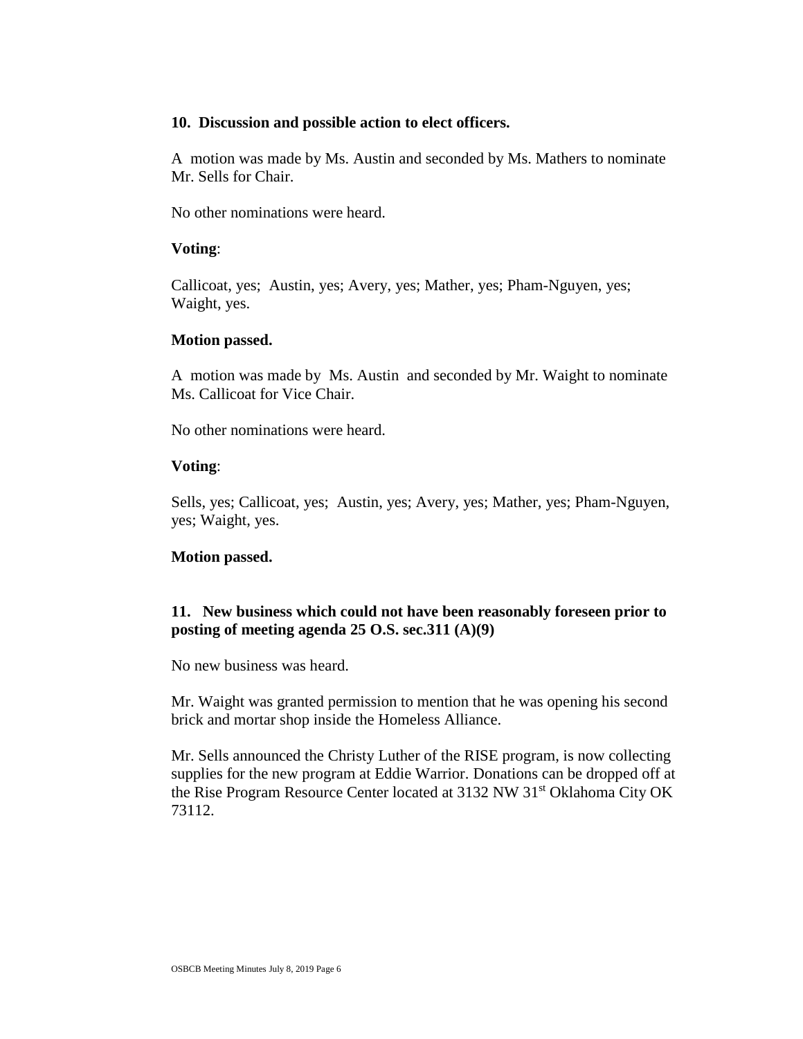**10. Discussion and possible action to elect officers.**

A motion was made by Ms. Austin and seconded by Ms. Mathers to nominate Mr. Sells for Chair.

No other nominations were heard.

**Voting**:

Callicoat, yes; Austin, yes; Avery, yes; Mather, yes; Pham-Nguyen, yes; Waight, yes.

**Motion passed.**

A motion was made by Ms. Austin and seconded by Mr. Waight to nominate Ms. Callicoat for Vice Chair.

No other nominations were heard.

**Voting**:

Sells, yes; Callicoat, yes; Austin, yes; Avery, yes; Mather, yes; Pham-Nguyen, yes; Waight, yes.

**Motion passed.**

**11. New business which could not have been reasonably foreseen prior to posting of meeting agenda 25 O.S. sec.311 (A)(9)**

No new business was heard.

Mr. Waight was granted permission to mention that he was opening his second brick and mortar shop inside the Homeless Alliance.

Mr. Sells announced the Christy Luther of the RISE program, is now collecting supplies for the new program at Eddie Warrior. Donations can be dropped off at the Rise Program Resource Center located at 3132 NW 31st Oklahoma City OK 73112.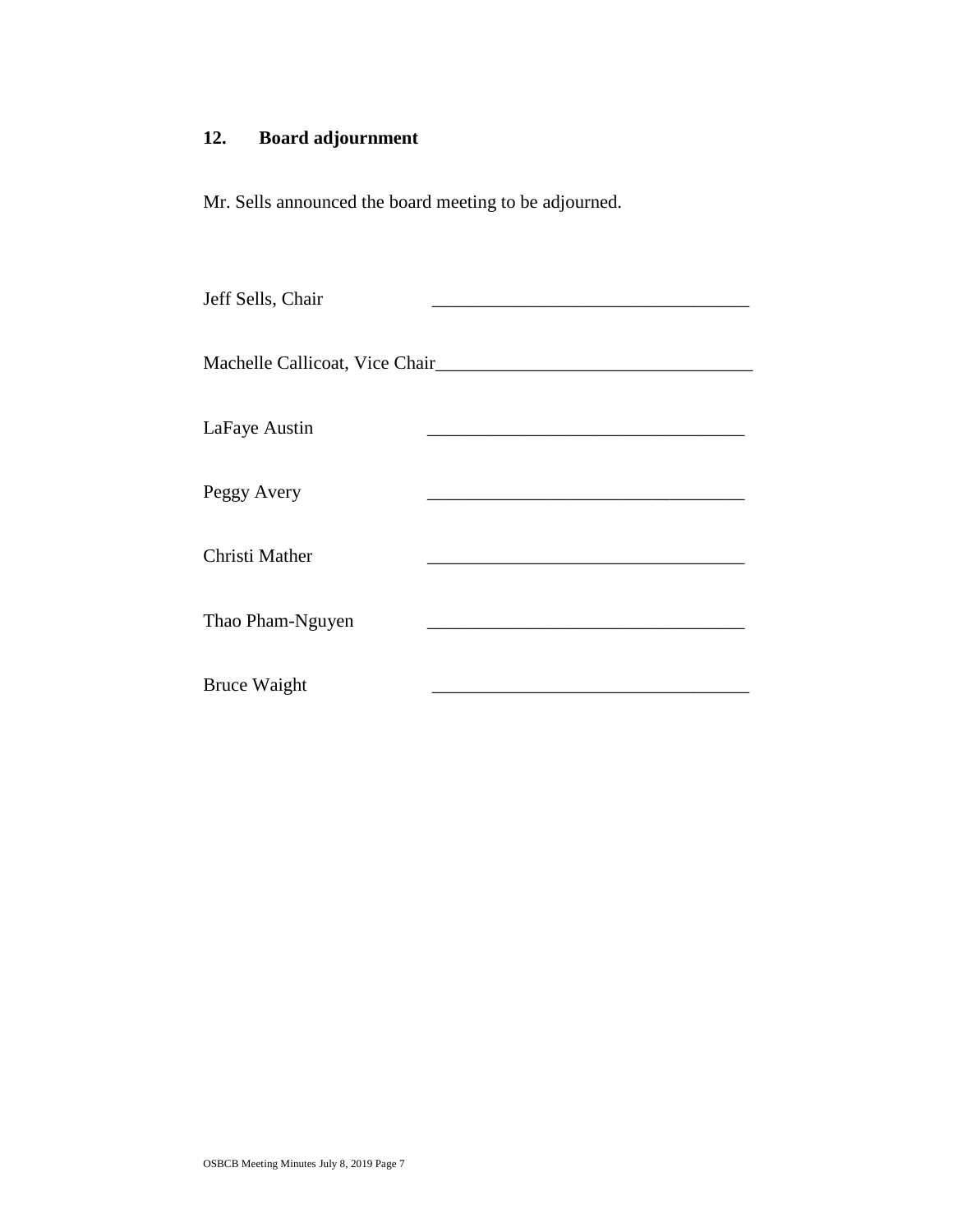## 12. Board adjournment

Mr. Sells announced the board meeting to be adjourned.

Jeff Sells, Chair \_\_\_\_\_\_\_\_\_\_\_\_\_\_\_\_\_\_\_\_\_\_\_\_\_\_\_\_\_\_\_\_\_\_

Machelle Callicoat, Vice Chair\_\_\_\_\_\_\_\_\_\_\_\_\_\_\_\_\_\_\_\_\_\_\_\_\_\_\_\_\_\_\_\_\_\_

LaFaye Austin \_\_\_\_\_\_\_\_\_\_\_\_\_\_\_\_\_\_\_\_\_\_\_\_\_\_\_\_\_\_\_\_\_\_

Peggy Avery \_\_\_\_\_\_\_\_\_\_\_\_\_\_\_\_\_\_\_\_\_\_\_\_\_\_\_\_\_\_\_\_\_\_

Christi Mather \_\_\_\_\_\_\_\_\_\_\_\_\_\_\_\_\_\_\_\_\_\_\_\_\_\_\_\_\_\_\_\_\_\_

Thao Pham-Nguyen \_\_\_\_\_\_\_\_\_\_\_\_\_\_\_\_\_\_\_\_\_\_\_\_\_\_\_\_\_\_\_\_\_\_

Bruce Waight \_\_\_\_\_\_\_\_\_\_\_\_\_\_\_\_\_\_\_\_\_\_\_\_\_\_\_\_\_\_\_\_\_\_